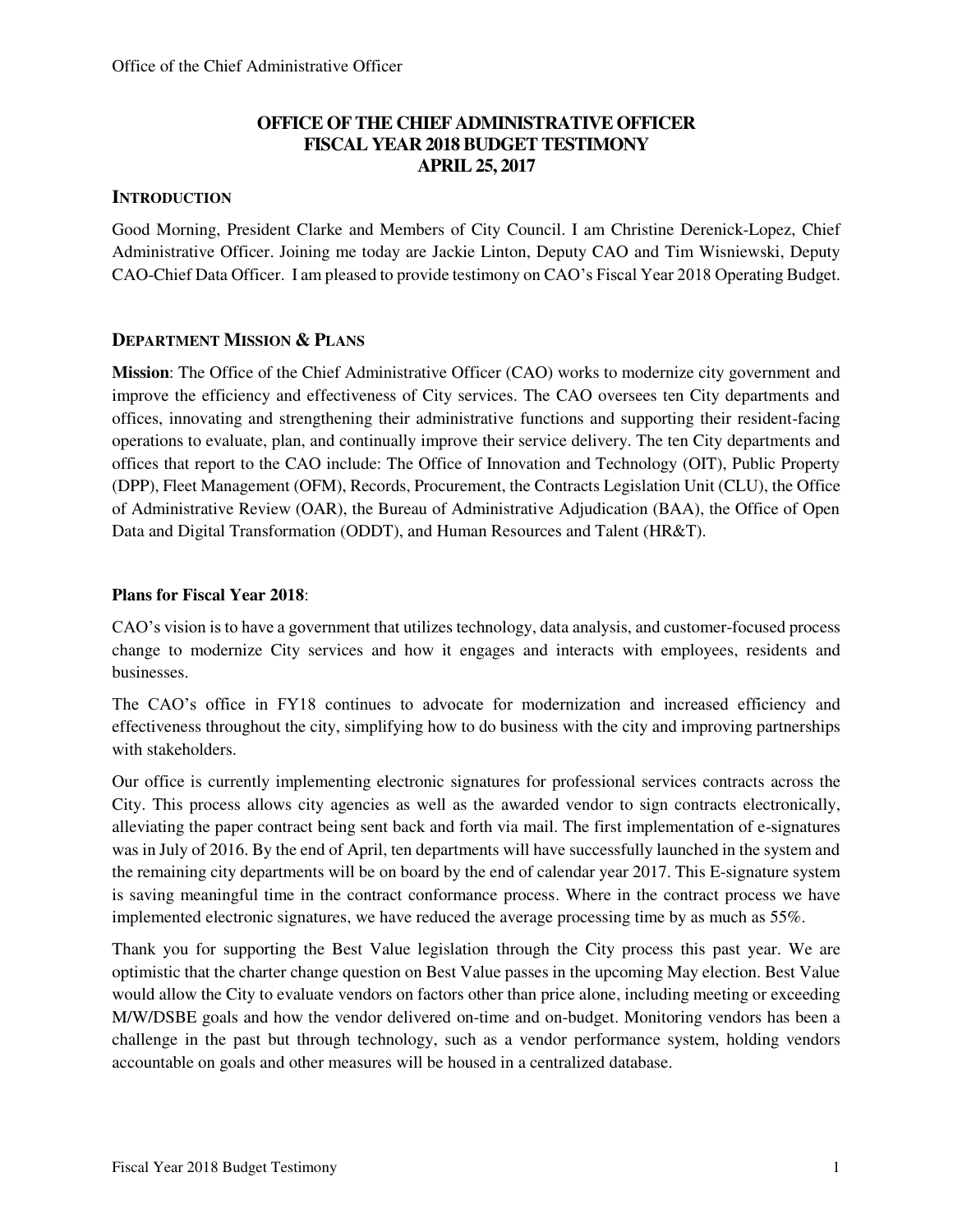# OFFICE OF THE CHIEF ADMINISTRATIVE OFFICER
# FISCAL YEAR 2018 BUDGET TESTIMONY
# APRIL 25, 2017

## INTRODUCTION

Good Morning, President Clarke and Members of City Council. I am Christine Derenick-Lopez, Chief Administrative Officer. Joining me today are Jackie Linton, Deputy CAO and Tim Wisniewski, Deputy CAO-Chief Data Officer. I am pleased to provide testimony on CAO's Fiscal Year 2018 Operating Budget.

## DEPARTMENT MISSION & PLANS

**Mission**: The Office of the Chief Administrative Officer (CAO) works to modernize city government and improve the efficiency and effectiveness of City services. The CAO oversees ten City departments and offices, innovating and strengthening their administrative functions and supporting their resident-facing operations to evaluate, plan, and continually improve their service delivery. The ten City departments and offices that report to the CAO include: The Office of Innovation and Technology (OIT), Public Property (DPP), Fleet Management (OFM), Records, Procurement, the Contracts Legislation Unit (CLU), the Office of Administrative Review (OAR), the Bureau of Administrative Adjudication (BAA), the Office of Open Data and Digital Transformation (ODDT), and Human Resources and Talent (HR&T).

**Plans for Fiscal Year 2018**:

CAO's vision is to have a government that utilizes technology, data analysis, and customer-focused process change to modernize City services and how it engages and interacts with employees, residents and businesses.

The CAO's office in FY18 continues to advocate for modernization and increased efficiency and effectiveness throughout the city, simplifying how to do business with the city and improving partnerships with stakeholders.

Our office is currently implementing electronic signatures for professional services contracts across the City. This process allows city agencies as well as the awarded vendor to sign contracts electronically, alleviating the paper contract being sent back and forth via mail. The first implementation of e-signatures was in July of 2016. By the end of April, ten departments will have successfully launched in the system and the remaining city departments will be on board by the end of calendar year 2017. This E-signature system is saving meaningful time in the contract conformance process. Where in the contract process we have implemented electronic signatures, we have reduced the average processing time by as much as 55%.

Thank you for supporting the Best Value legislation through the City process this past year. We are optimistic that the charter change question on Best Value passes in the upcoming May election. Best Value would allow the City to evaluate vendors on factors other than price alone, including meeting or exceeding M/W/DSBE goals and how the vendor delivered on-time and on-budget. Monitoring vendors has been a challenge in the past but through technology, such as a vendor performance system, holding vendors accountable on goals and other measures will be housed in a centralized database.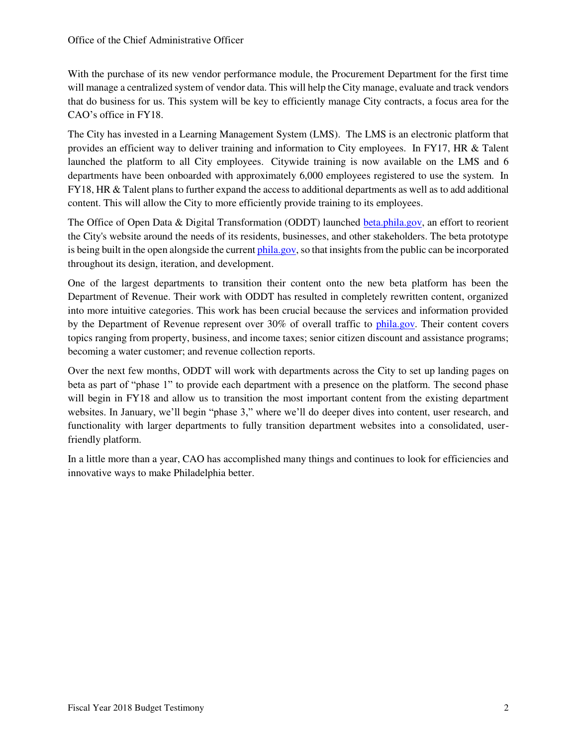With the purchase of its new vendor performance module, the Procurement Department for the first time will manage a centralized system of vendor data. This will help the City manage, evaluate and track vendors that do business for us. This system will be key to efficiently manage City contracts, a focus area for the CAO's office in FY18.

The City has invested in a Learning Management System (LMS). The LMS is an electronic platform that provides an efficient way to deliver training and information to City employees. In FY17, HR & Talent launched the platform to all City employees. Citywide training is now available on the LMS and 6 departments have been onboarded with approximately 6,000 employees registered to use the system. In FY18, HR & Talent plans to further expand the access to additional departments as well as to add additional content. This will allow the City to more efficiently provide training to its employees.

The Office of Open Data & Digital Transformation (ODDT) launched [beta.phila.gov](beta.phila.gov), an effort to reorient the City's website around the needs of its residents, businesses, and other stakeholders. The beta prototype is being built in the open alongside the current [phila.gov](phila.gov), so that insights from the public can be incorporated throughout its design, iteration, and development.

One of the largest departments to transition their content onto the new beta platform has been the Department of Revenue. Their work with ODDT has resulted in completely rewritten content, organized into more intuitive categories. This work has been crucial because the services and information provided by the Department of Revenue represent over 30% of overall traffic to [phila.gov](phila.gov). Their content covers topics ranging from property, business, and income taxes; senior citizen discount and assistance programs; becoming a water customer; and revenue collection reports.

Over the next few months, ODDT will work with departments across the City to set up landing pages on beta as part of "phase 1" to provide each department with a presence on the platform. The second phase will begin in FY18 and allow us to transition the most important content from the existing department websites. In January, we'll begin "phase 3," where we'll do deeper dives into content, user research, and functionality with larger departments to fully transition department websites into a consolidated, user-friendly platform.

In a little more than a year, CAO has accomplished many things and continues to look for efficiencies and innovative ways to make Philadelphia better.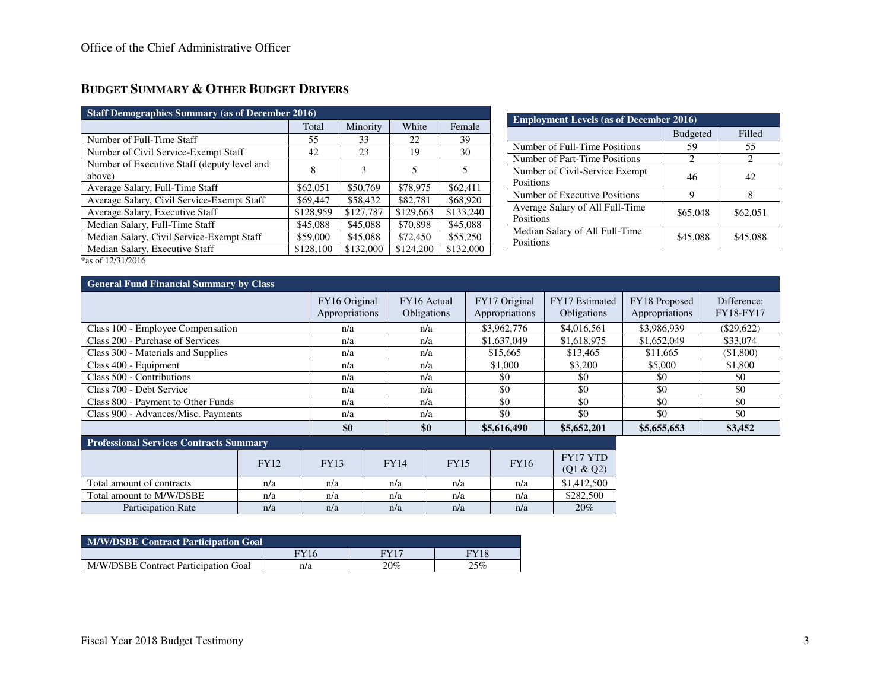## BUDGET SUMMARY & OTHER BUDGET DRIVERS

| Staff Demographics Summary (as of December 2016) | | | | |
|---|---|---|---|---|
| | Total | Minority | White | Female |
| Number of Full-Time Staff | 55 | 33 | 22 | 39 |
| Number of Civil Service-Exempt Staff | 42 | 23 | 19 | 30 |
| Number of Executive Staff (deputy level and above) | 8 | 3 | 5 | 5 |
| Average Salary, Full-Time Staff | $62,051 | $50,769 | $78,975 | $62,411 |
| Average Salary, Civil Service-Exempt Staff | $69,447 | $58,432 | $82,781 | $68,920 |
| Average Salary, Executive Staff | $128,959 | $127,787 | $129,663 | $133,240 |
| Median Salary, Full-Time Staff | $45,088 | $45,088 | $70,898 | $45,088 |
| Median Salary, Civil Service-Exempt Staff | $59,000 | $45,088 | $72,450 | $55,250 |
| Median Salary, Executive Staff | $128,100 | $132,000 | $124,200 | $132,000 |

*as of 12/31/2016

| Employment Levels (as of December 2016) | | |
|---|---|---|
| | Budgeted | Filled |
| Number of Full-Time Positions | 59 | 55 |
| Number of Part-Time Positions | 2 | 2 |
| Number of Civil-Service Exempt Positions | 46 | 42 |
| Number of Executive Positions | 9 | 8 |
| Average Salary of All Full-Time Positions | $65,048 | $62,051 |
| Median Salary of All Full-Time Positions | $45,088 | $45,088 |

| General Fund Financial Summary by Class | | | | | | |
|---|---|---|---|---|---|---|
| | FY16 Original Appropriations | FY16 Actual Obligations | FY17 Original Appropriations | FY17 Estimated Obligations | FY18 Proposed Appropriations | Difference: FY18-FY17 |
| Class 100 - Employee Compensation | n/a | n/a | $3,962,776 | $4,016,561 | $3,986,939 | ($29,622) |
| Class 200 - Purchase of Services | n/a | n/a | $1,637,049 | $1,618,975 | $1,652,049 | $33,074 |
| Class 300 - Materials and Supplies | n/a | n/a | $15,665 | $13,465 | $11,665 | ($1,800) |
| Class 400 - Equipment | n/a | n/a | $1,000 | $3,200 | $5,000 | $1,800 |
| Class 500 - Contributions | n/a | n/a | $0 | $0 | $0 | $0 |
| Class 700 - Debt Service | n/a | n/a | $0 | $0 | $0 | $0 |
| Class 800 - Payment to Other Funds | n/a | n/a | $0 | $0 | $0 | $0 |
| Class 900 - Advances/Misc. Payments | n/a | n/a | $0 | $0 | $0 | $0 |
| | **$0** | **$0** | **$5,616,490** | **$5,652,201** | **$5,655,653** | **$3,452** |

| Professional Services Contracts Summary | | | | | | |
|---|---|---|---|---|---|---|
| | FY12 | FY13 | FY14 | FY15 | FY16 | FY17 YTD (Q1 & Q2) |
| Total amount of contracts | n/a | n/a | n/a | n/a | n/a | $1,412,500 |
| Total amount to M/W/DSBE | n/a | n/a | n/a | n/a | n/a | $282,500 |
| Participation Rate | n/a | n/a | n/a | n/a | n/a | 20% |

| M/W/DSBE Contract Participation Goal | | | |
|---|---|---|---|
| | FY16 | FY17 | FY18 |
| M/W/DSBE Contract Participation Goal | n/a | 20% | 25% |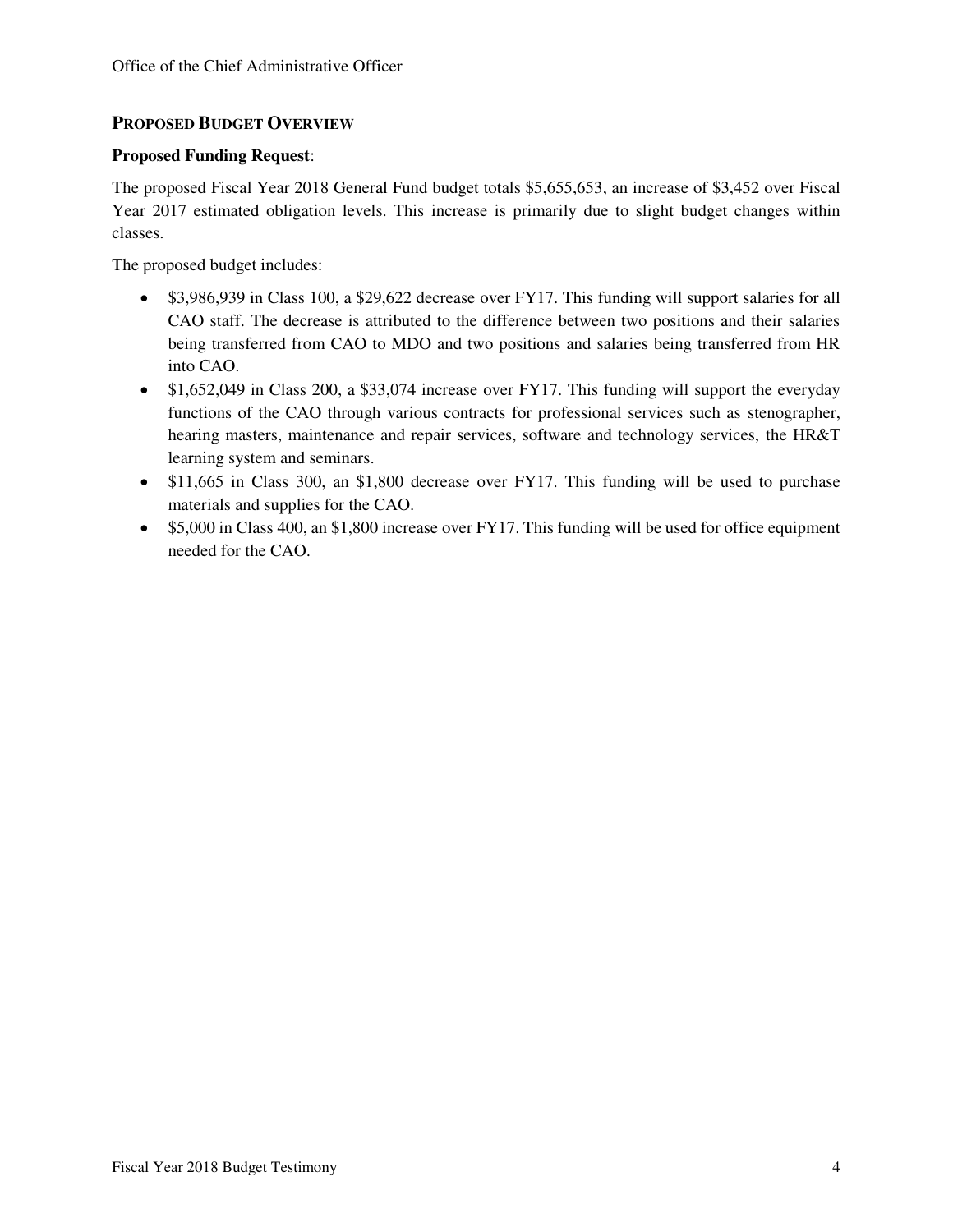## PROPOSED BUDGET OVERVIEW

**Proposed Funding Request**:

The proposed Fiscal Year 2018 General Fund budget totals $5,655,653, an increase of $3,452 over Fiscal Year 2017 estimated obligation levels. This increase is primarily due to slight budget changes within classes.

The proposed budget includes:

- $3,986,939 in Class 100, a $29,622 decrease over FY17. This funding will support salaries for all CAO staff. The decrease is attributed to the difference between two positions and their salaries being transferred from CAO to MDO and two positions and salaries being transferred from HR into CAO.
- $1,652,049 in Class 200, a $33,074 increase over FY17. This funding will support the everyday functions of the CAO through various contracts for professional services such as stenographer, hearing masters, maintenance and repair services, software and technology services, the HR&T learning system and seminars.
- $11,665 in Class 300, an $1,800 decrease over FY17. This funding will be used to purchase materials and supplies for the CAO.
- $5,000 in Class 400, an $1,800 increase over FY17. This funding will be used for office equipment needed for the CAO.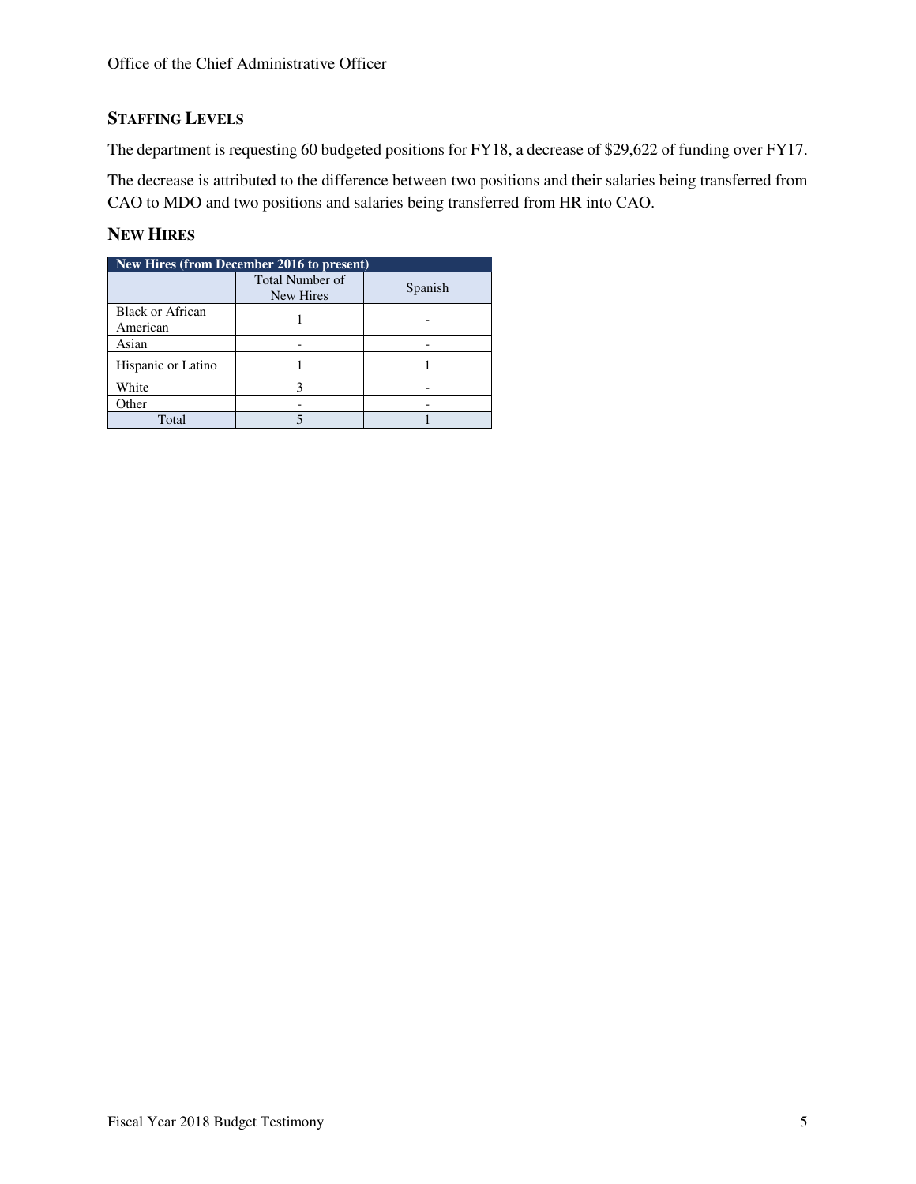## Staffing Levels

The department is requesting 60 budgeted positions for FY18, a decrease of $29,622 of funding over FY17.

The decrease is attributed to the difference between two positions and their salaries being transferred from CAO to MDO and two positions and salaries being transferred from HR into CAO.

## New Hires

| New Hires (from December 2016 to present) | | |
|---|---|---|
| | Total Number of New Hires | Spanish |
| Black or African American | 1 | - |
| Asian | - | - |
| Hispanic or Latino | 1 | 1 |
| White | 3 | - |
| Other | - | - |
| Total | 5 | 1 |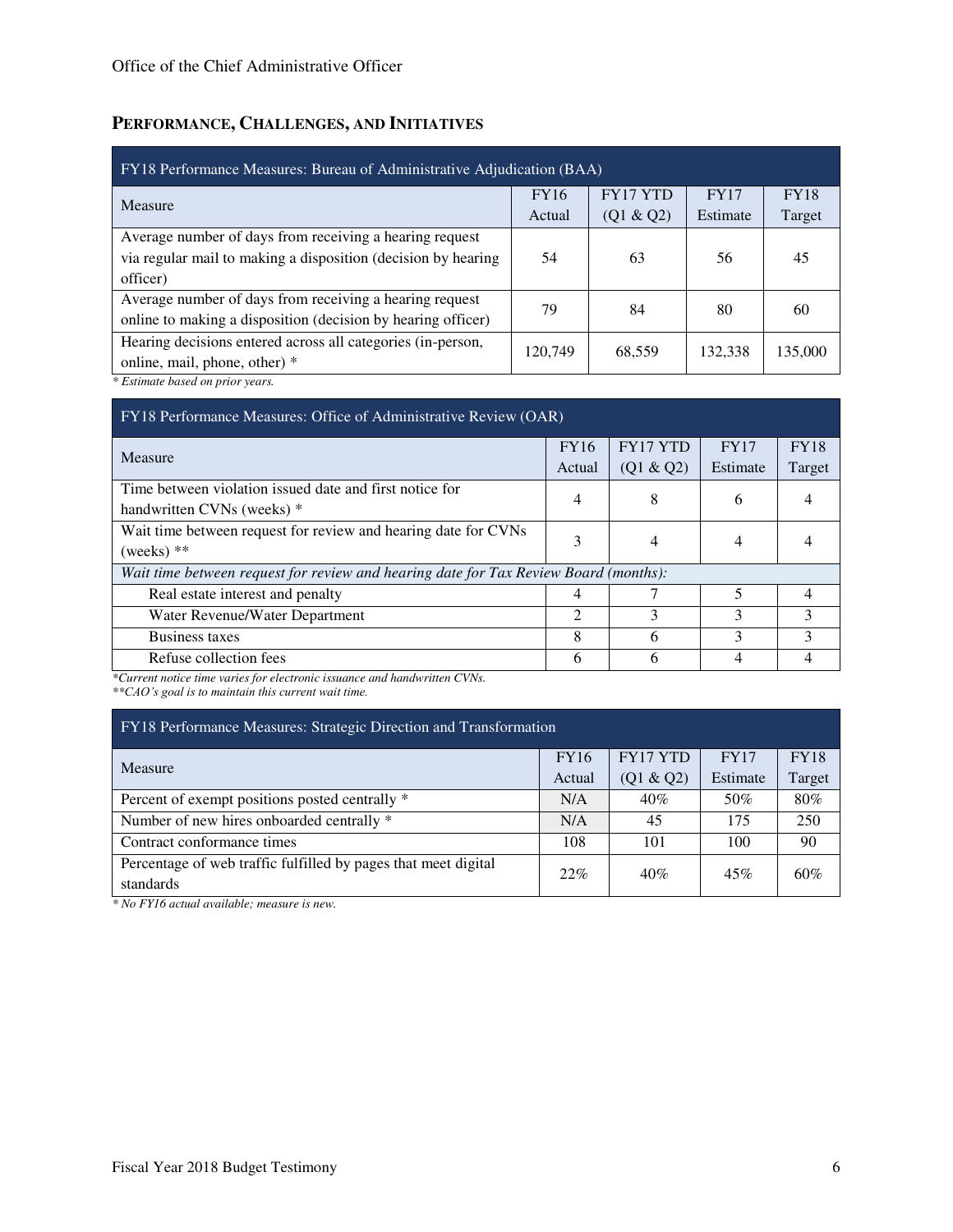## PERFORMANCE, CHALLENGES, AND INITIATIVES

| FY18 Performance Measures: Bureau of Administrative Adjudication (BAA) | | | | |
|---|---|---|---|---|
| Measure | FY16 Actual | FY17 YTD (Q1 & Q2) | FY17 Estimate | FY18 Target |
| Average number of days from receiving a hearing request via regular mail to making a disposition (decision by hearing officer) | 54 | 63 | 56 | 45 |
| Average number of days from receiving a hearing request online to making a disposition (decision by hearing officer) | 79 | 84 | 80 | 60 |
| Hearing decisions entered across all categories (in-person, online, mail, phone, other) * | 120,749 | 68,559 | 132,338 | 135,000 |

*\* Estimate based on prior years.*

| FY18 Performance Measures: Office of Administrative Review (OAR) | | | | |
|---|---|---|---|---|
| Measure | FY16 Actual | FY17 YTD (Q1 & Q2) | FY17 Estimate | FY18 Target |
| Time between violation issued date and first notice for handwritten CVNs (weeks) * | 4 | 8 | 6 | 4 |
| Wait time between request for review and hearing date for CVNs (weeks) ** | 3 | 4 | 4 | 4 |
| *Wait time between request for review and hearing date for Tax Review Board (months):* | | | | |
| Real estate interest and penalty | 4 | 7 | 5 | 4 |
| Water Revenue/Water Department | 2 | 3 | 3 | 3 |
| Business taxes | 8 | 6 | 3 | 3 |
| Refuse collection fees | 6 | 6 | 4 | 4 |

*\*Current notice time varies for electronic issuance and handwritten CVNs.*
*\*\*CAO's goal is to maintain this current wait time.*

| FY18 Performance Measures: Strategic Direction and Transformation | | | | |
|---|---|---|---|---|
| Measure | FY16 Actual | FY17 YTD (Q1 & Q2) | FY17 Estimate | FY18 Target |
| Percent of exempt positions posted centrally * | N/A | 40% | 50% | 80% |
| Number of new hires onboarded centrally * | N/A | 45 | 175 | 250 |
| Contract conformance times | 108 | 101 | 100 | 90 |
| Percentage of web traffic fulfilled by pages that meet digital standards | 22% | 40% | 45% | 60% |

*\* No FY16 actual available; measure is new.*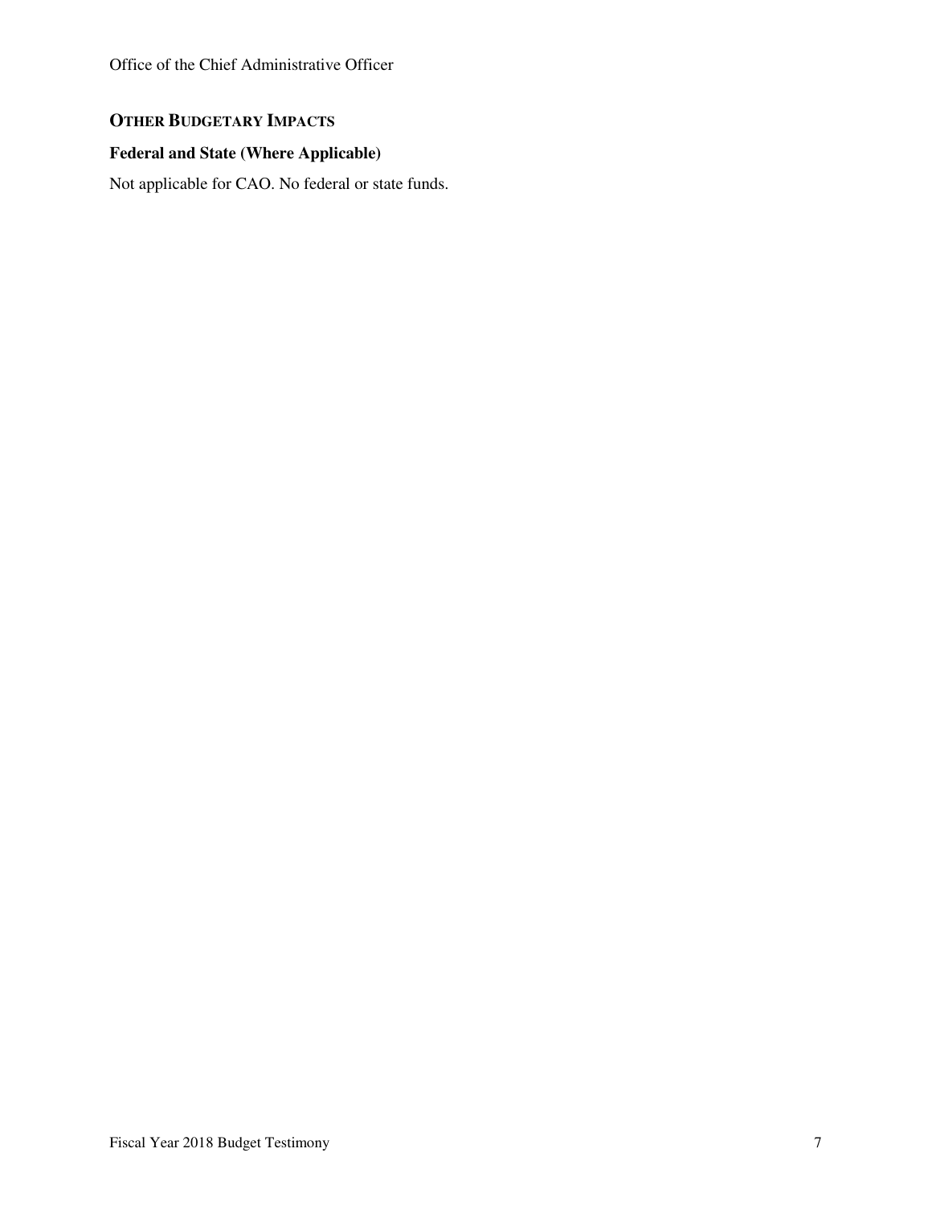## OTHER BUDGETARY IMPACTS

### Federal and State (Where Applicable)

Not applicable for CAO. No federal or state funds.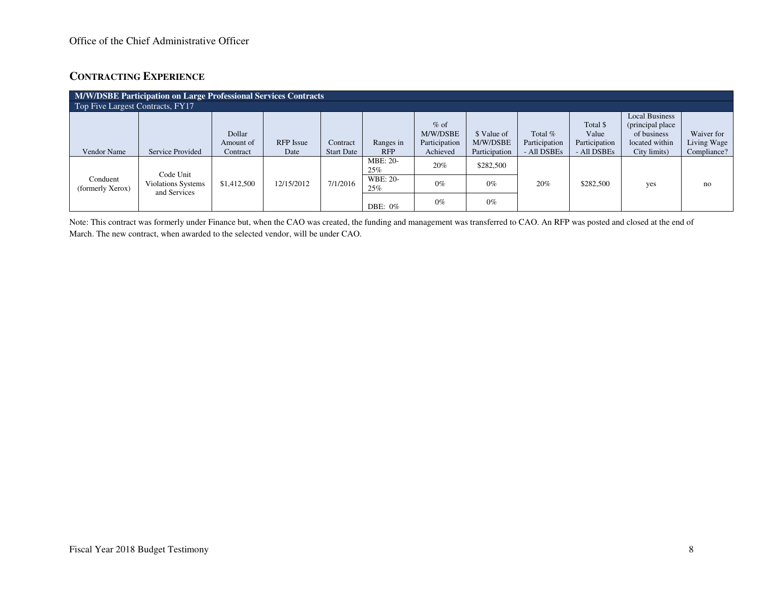## CONTRACTING EXPERIENCE

| M/W/DSBE Participation on Large Professional Services Contracts | | | | | | | | | | | |
|---|---|---|---|---|---|---|---|---|---|---|---|
| Top Five Largest Contracts, FY17 | | | | | | | | | | | |
| Vendor Name | Service Provided | Dollar Amount of Contract | RFP Issue Date | Contract Start Date | Ranges in RFP | % of M/W/DSBE Participation Achieved | $ Value of M/W/DSBE Participation | Total % Participation - All DSBEs | Total $ Value Participation - All DSBEs | Local Business (principal place of business located within City limits) | Waiver for Living Wage Compliance? |
| Conduent (formerly Xerox) | Code Unit Violations Systems and Services | $1,412,500 | 12/15/2012 | 7/1/2016 | MBE: 20-25% | 20% | $282,500 | 20% | $282,500 | yes | no |
| | | | | | WBE: 20-25% | 0% | 0% | | | | |
| | | | | | DBE: 0% | 0% | 0% | | | | |

Note: This contract was formerly under Finance but, when the CAO was created, the funding and management was transferred to CAO. An RFP was posted and closed at the end of March. The new contract, when awarded to the selected vendor, will be under CAO.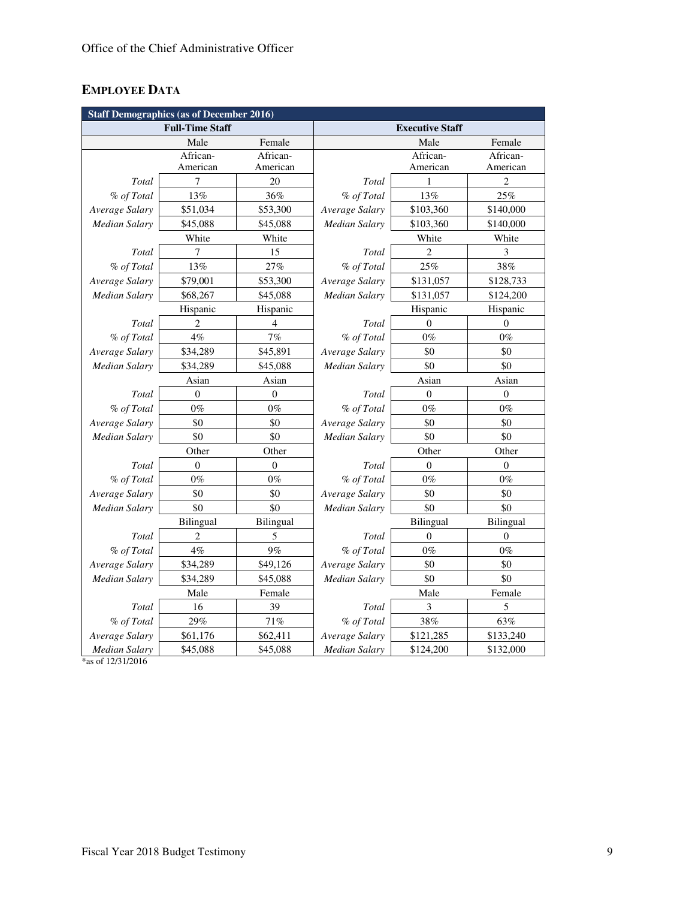Office of the Chief Administrative Officer

## EMPLOYEE DATA

| Staff Demographics (as of December 2016) | | | | | |
|---|---|---|---|---|---|
| Full-Time Staff | | | Executive Staff | | |
| | Male | Female | | Male | Female |
| | African-American | African-American | | African-American | African-American |
| *Total* | 7 | 20 | *Total* | 1 | 2 |
| *% of Total* | 13% | 36% | *% of Total* | 13% | 25% |
| *Average Salary* | $51,034 | $53,300 | *Average Salary* | $103,360 | $140,000 |
| *Median Salary* | $45,088 | $45,088 | *Median Salary* | $103,360 | $140,000 |
| | White | White | | White | White |
| *Total* | 7 | 15 | *Total* | 2 | 3 |
| *% of Total* | 13% | 27% | *% of Total* | 25% | 38% |
| *Average Salary* | $79,001 | $53,300 | *Average Salary* | $131,057 | $128,733 |
| *Median Salary* | $68,267 | $45,088 | *Median Salary* | $131,057 | $124,200 |
| | Hispanic | Hispanic | | Hispanic | Hispanic |
| *Total* | 2 | 4 | *Total* | 0 | 0 |
| *% of Total* | 4% | 7% | *% of Total* | 0% | 0% |
| *Average Salary* | $34,289 | $45,891 | *Average Salary* | $0 | $0 |
| *Median Salary* | $34,289 | $45,088 | *Median Salary* | $0 | $0 |
| | Asian | Asian | | Asian | Asian |
| *Total* | 0 | 0 | *Total* | 0 | 0 |
| *% of Total* | 0% | 0% | *% of Total* | 0% | 0% |
| *Average Salary* | $0 | $0 | *Average Salary* | $0 | $0 |
| *Median Salary* | $0 | $0 | *Median Salary* | $0 | $0 |
| | Other | Other | | Other | Other |
| *Total* | 0 | 0 | *Total* | 0 | 0 |
| *% of Total* | 0% | 0% | *% of Total* | 0% | 0% |
| *Average Salary* | $0 | $0 | *Average Salary* | $0 | $0 |
| *Median Salary* | $0 | $0 | *Median Salary* | $0 | $0 |
| | Bilingual | Bilingual | | Bilingual | Bilingual |
| *Total* | 2 | 5 | *Total* | 0 | 0 |
| *% of Total* | 4% | 9% | *% of Total* | 0% | 0% |
| *Average Salary* | $34,289 | $49,126 | *Average Salary* | $0 | $0 |
| *Median Salary* | $34,289 | $45,088 | *Median Salary* | $0 | $0 |
| | Male | Female | | Male | Female |
| *Total* | 16 | 39 | *Total* | 3 | 5 |
| *% of Total* | 29% | 71% | *% of Total* | 38% | 63% |
| *Average Salary* | $61,176 | $62,411 | *Average Salary* | $121,285 | $133,240 |
| *Median Salary* | $45,088 | $45,088 | *Median Salary* | $124,200 | $132,000 |

*as of 12/31/2016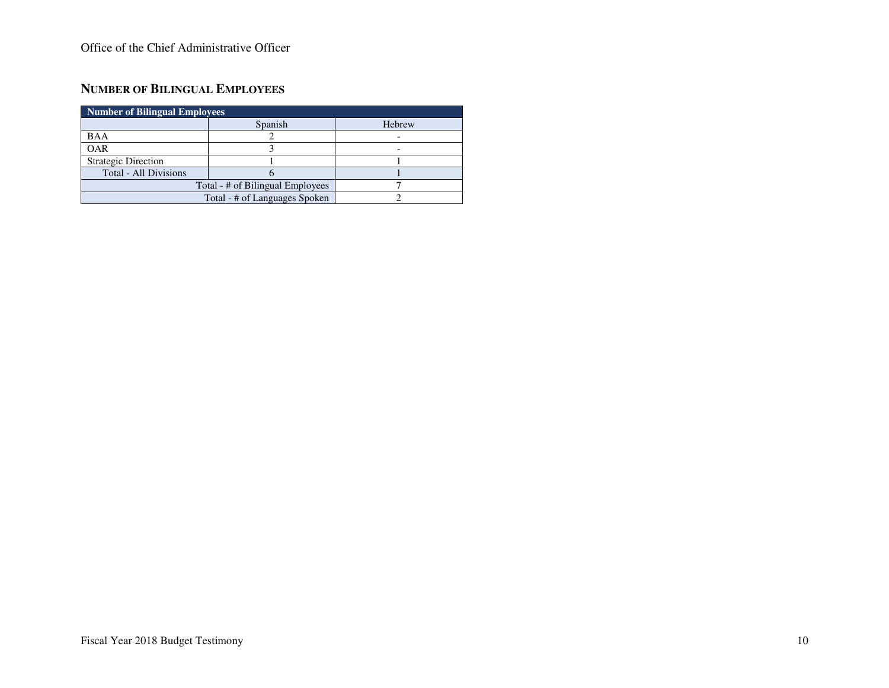## Number of Bilingual Employees

| Number of Bilingual Employees | | |
|---|---|---|
| | Spanish | Hebrew |
| BAA | 2 | - |
| OAR | 3 | - |
| Strategic Direction | 1 | 1 |
| Total - All Divisions | 6 | 1 |
| Total - # of Bilingual Employees | | 7 |
| Total - # of Languages Spoken | | 2 |